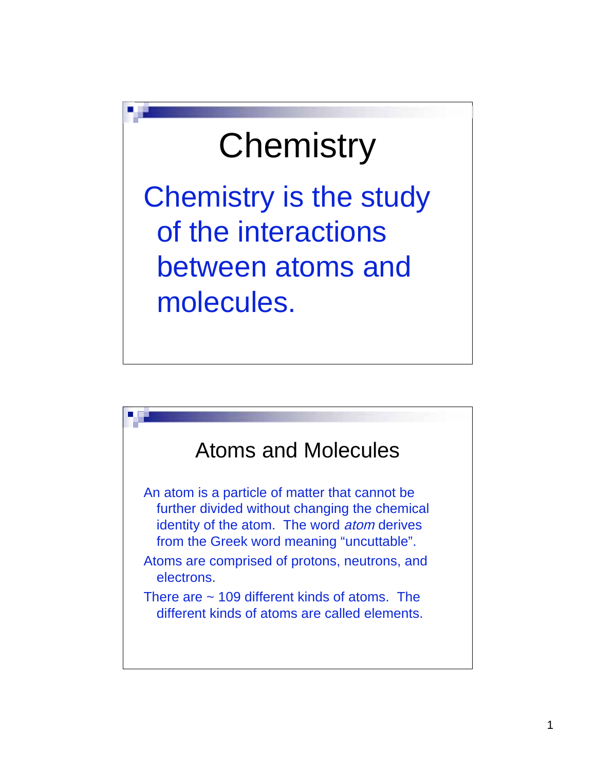# Chemistry

Chemistry is the study of the interactions between atoms and molecules.

## Atoms and Molecules

An atom is a particle of matter that cannot be further divided without changing the chemical identity of the atom. The word *atom* derives from the Greek word meaning “uncuttable”.

Atoms are comprised of protons, neutrons, and electrons.

There are ~ 109 different kinds of atoms. The different kinds of atoms are called elements.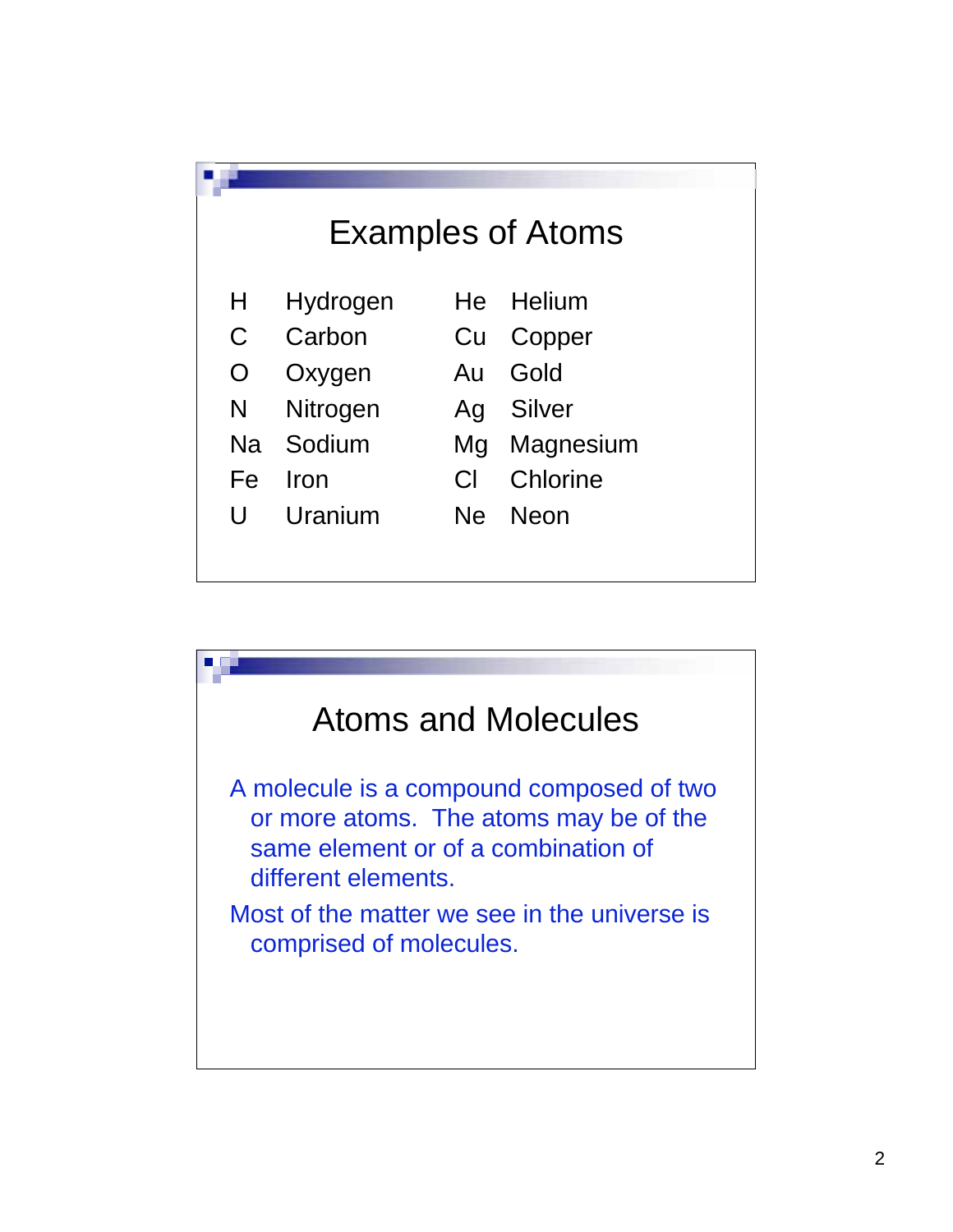## Examples of Atoms

| | | | |
|---|---|---|---|
| H | Hydrogen | He | Helium |
| C | Carbon | Cu | Copper |
| O | Oxygen | Au | Gold |
| N | Nitrogen | Ag | Silver |
| Na | Sodium | Mg | Magnesium |
| Fe | Iron | Cl | Chlorine |
| U | Uranium | Ne | Neon |

## Atoms and Molecules

A molecule is a compound composed of two or more atoms. The atoms may be of the same element or of a combination of different elements.

Most of the matter we see in the universe is comprised of molecules.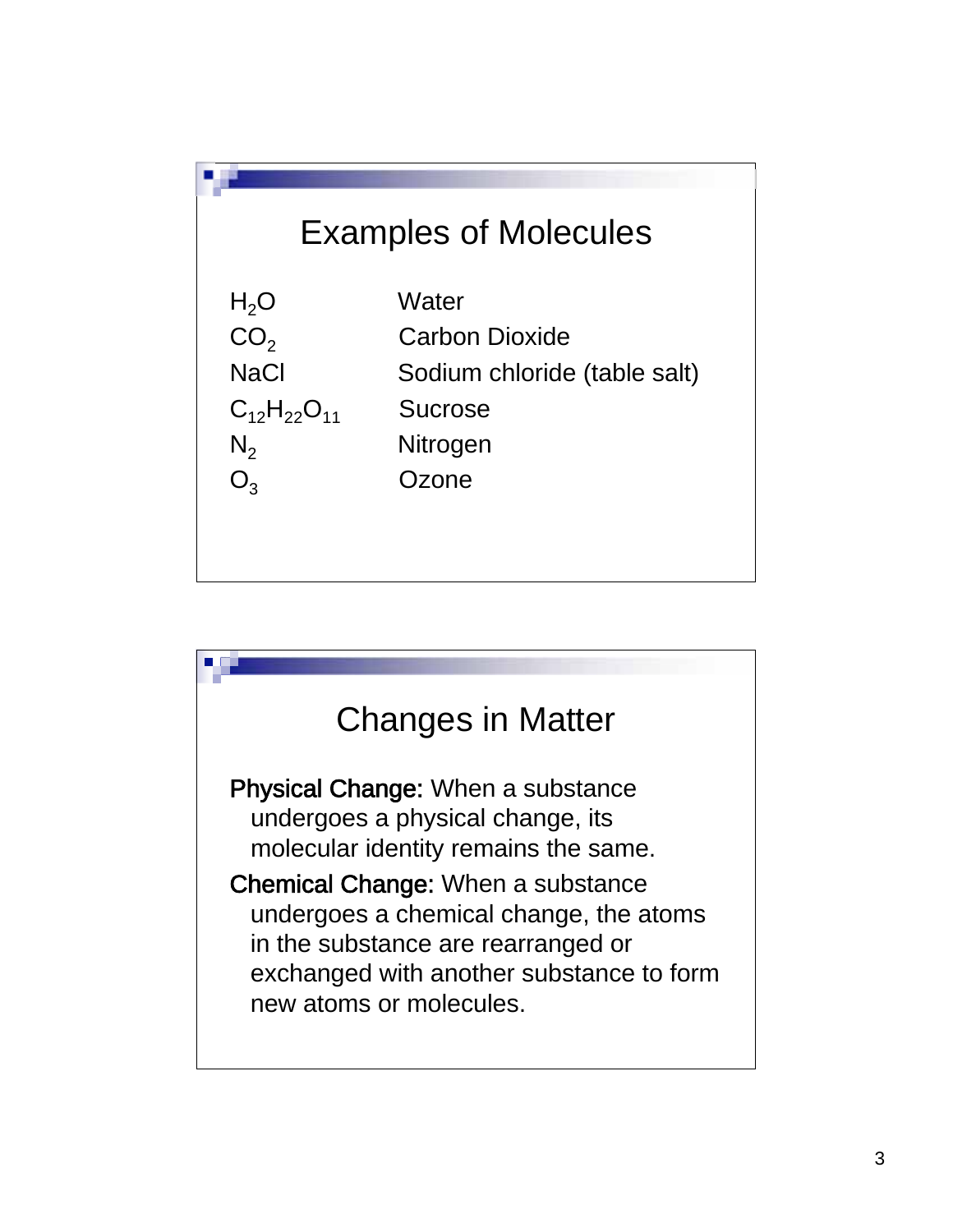## Examples of Molecules

| | |
|---|---|
| $H_2O$ | Water |
| $CO_2$ | Carbon Dioxide |
| NaCl | Sodium chloride (table salt) |
| $C_{12}H_{22}O_{11}$ | Sucrose |
| $N_2$ | Nitrogen |
| $O_3$ | Ozone |

## Changes in Matter

**Physical Change:** When a substance undergoes a physical change, its molecular identity remains the same.

**Chemical Change:** When a substance undergoes a chemical change, the atoms in the substance are rearranged or exchanged with another substance to form new atoms or molecules.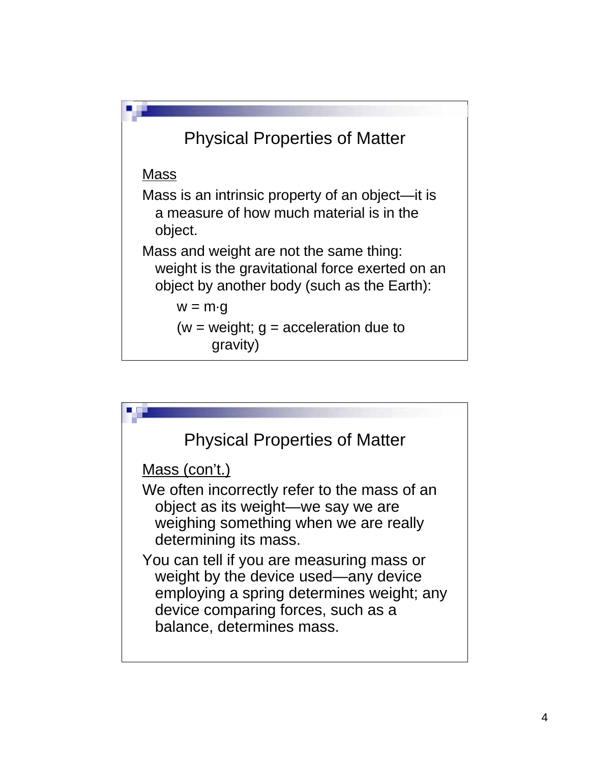## Physical Properties of Matter

<u>Mass</u>

Mass is an intrinsic property of an object—it is a measure of how much material is in the object.

Mass and weight are not the same thing: weight is the gravitational force exerted on an object by another body (such as the Earth):

$$w = m \cdot g$$

($w$ = weight; $g$ = acceleration due to gravity)

## Physical Properties of Matter

<u>Mass (con't.)</u>

We often incorrectly refer to the mass of an object as its weight—we say we are weighing something when we are really determining its mass.

You can tell if you are measuring mass or weight by the device used—any device employing a spring determines weight; any device comparing forces, such as a balance, determines mass.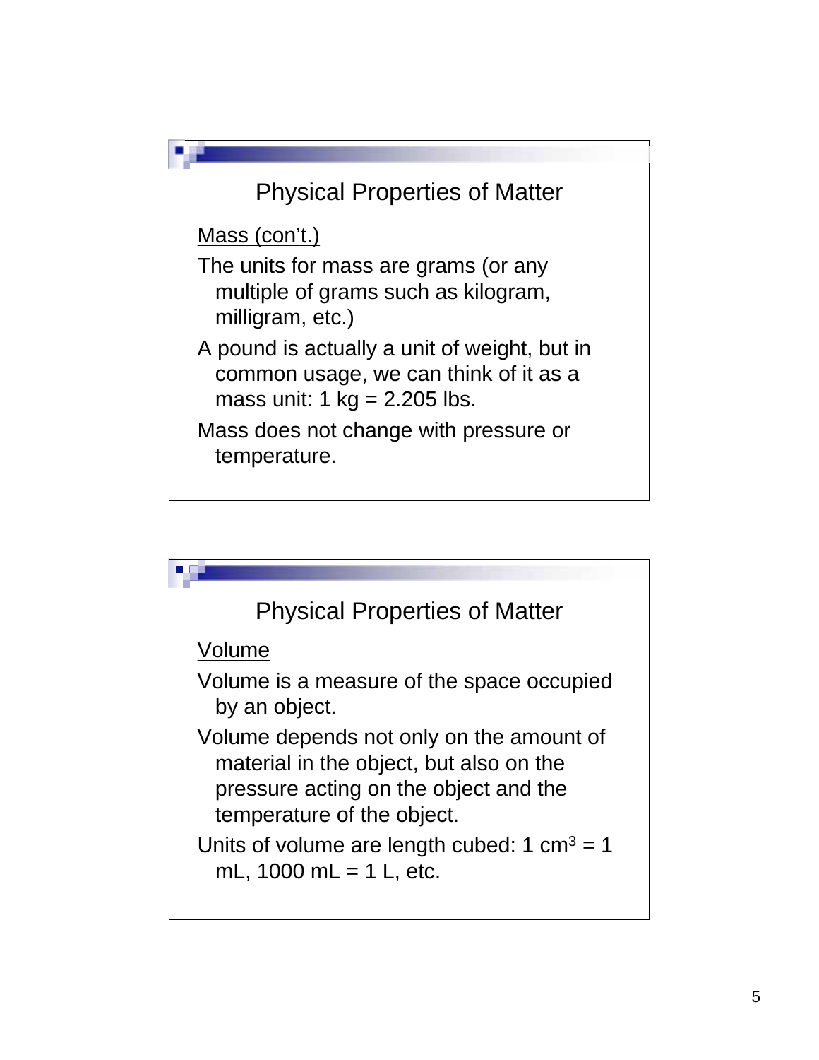## Physical Properties of Matter

Mass (con't.)

The units for mass are grams (or any multiple of grams such as kilogram, milligram, etc.)

A pound is actually a unit of weight, but in common usage, we can think of it as a mass unit: 1 kg = 2.205 lbs.

Mass does not change with pressure or temperature.

## Physical Properties of Matter

Volume

Volume is a measure of the space occupied by an object.

Volume depends not only on the amount of material in the object, but also on the pressure acting on the object and the temperature of the object.

Units of volume are length cubed: 1 $cm^3$ = 1 mL, 1000 mL = 1 L, etc.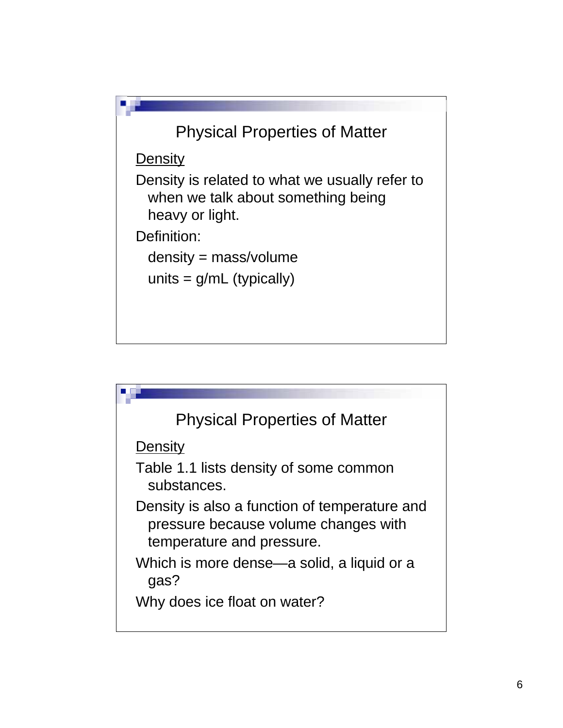## Physical Properties of Matter

Density

Density is related to what we usually refer to when we talk about something being heavy or light.

Definition:

density = mass/volume

units = g/mL (typically)

## Physical Properties of Matter

Density

Table 1.1 lists density of some common substances.

Density is also a function of temperature and pressure because volume changes with temperature and pressure.

Which is more dense—a solid, a liquid or a gas?

Why does ice float on water?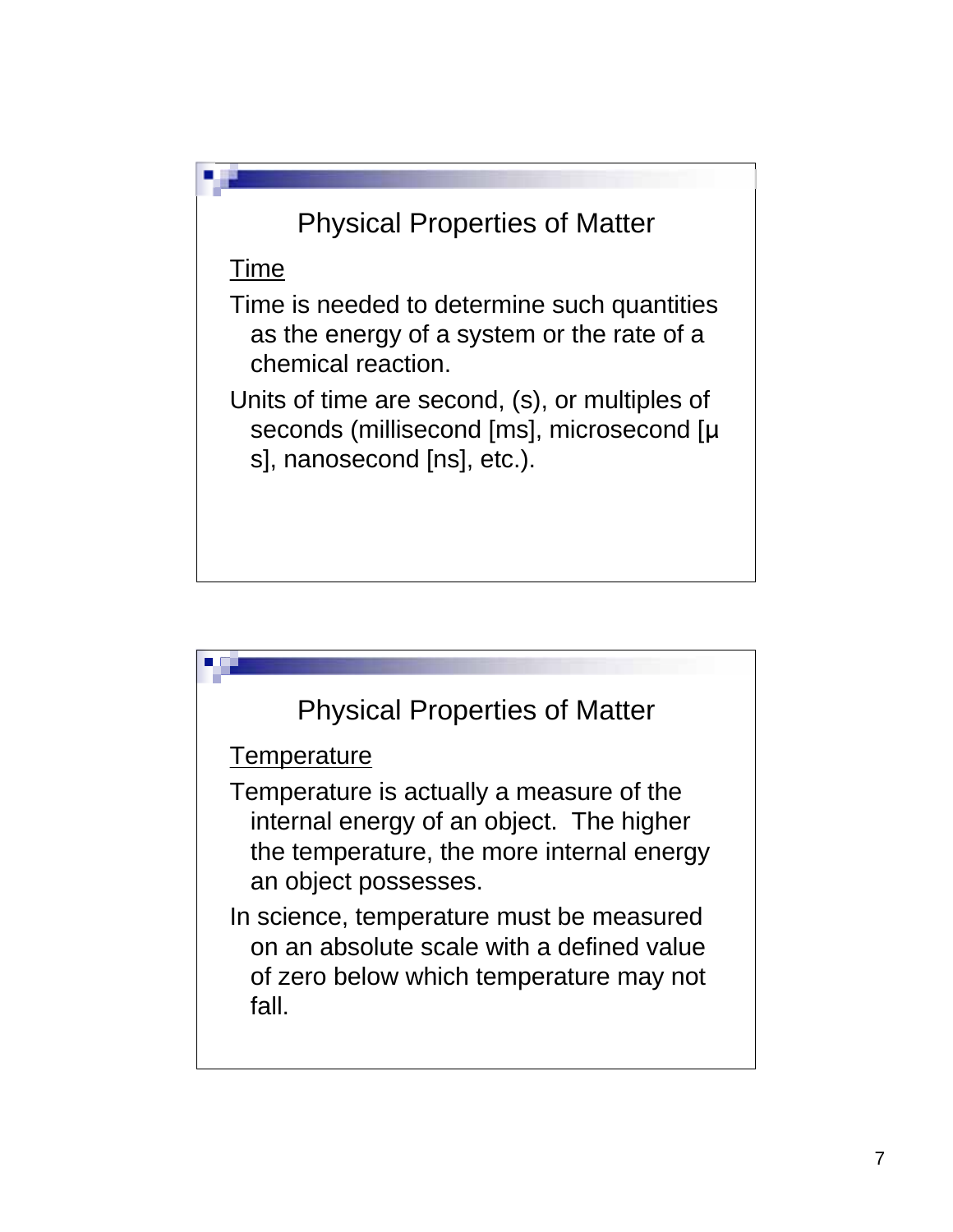## Physical Properties of Matter

Time

Time is needed to determine such quantities as the energy of a system or the rate of a chemical reaction.

Units of time are second, (s), or multiples of seconds (millisecond [ms], microsecond [μs], nanosecond [ns], etc.).

## Physical Properties of Matter

Temperature

Temperature is actually a measure of the internal energy of an object. The higher the temperature, the more internal energy an object possesses.

In science, temperature must be measured on an absolute scale with a defined value of zero below which temperature may not fall.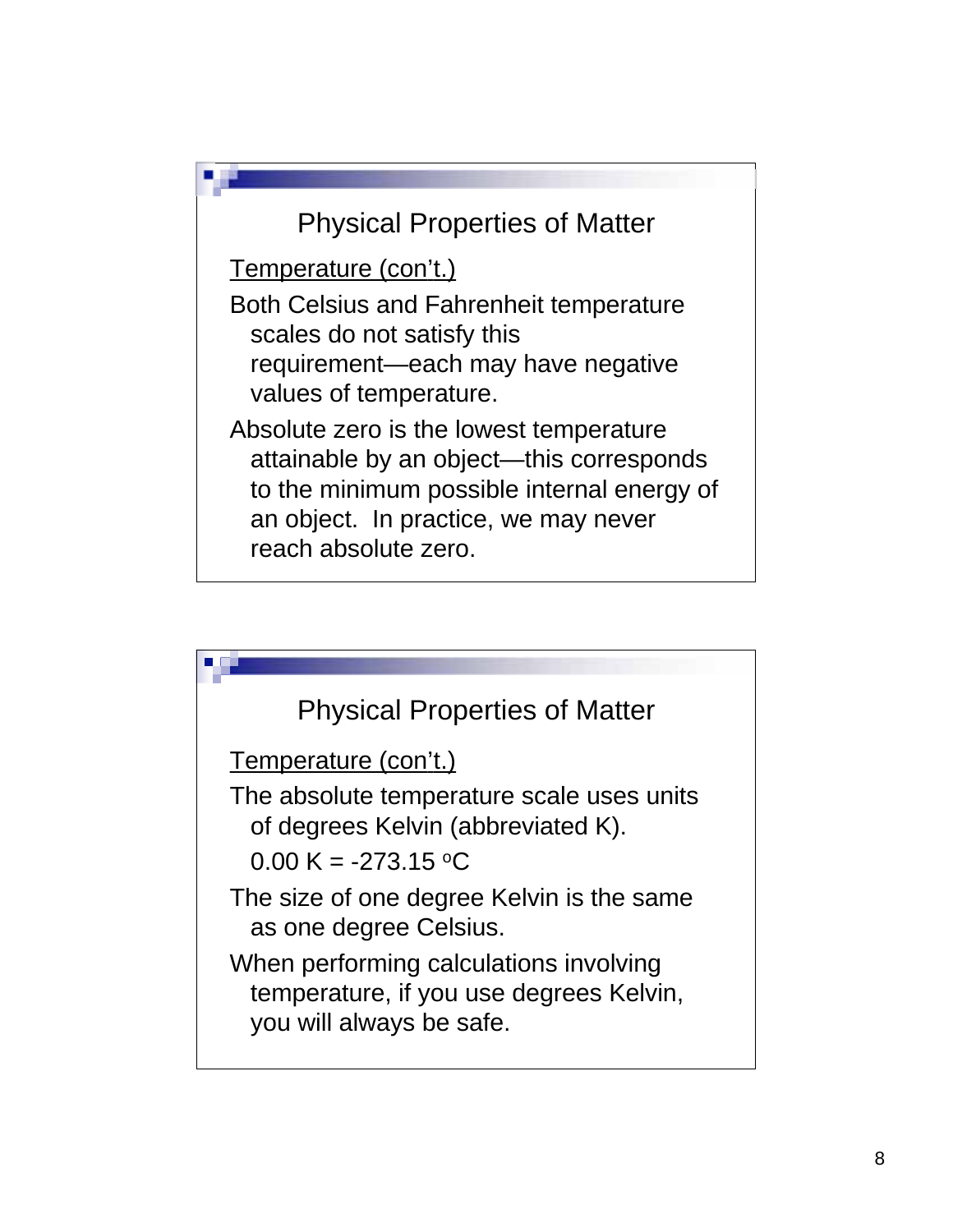## Physical Properties of Matter

Temperature (con't.)

Both Celsius and Fahrenheit temperature scales do not satisfy this requirement—each may have negative values of temperature.

Absolute zero is the lowest temperature attainable by an object—this corresponds to the minimum possible internal energy of an object. In practice, we may never reach absolute zero.

## Physical Properties of Matter

Temperature (con't.)

The absolute temperature scale uses units of degrees Kelvin (abbreviated K).

$0.00\ K = -273.15\ ^{o}C$

The size of one degree Kelvin is the same as one degree Celsius.

When performing calculations involving temperature, if you use degrees Kelvin, you will always be safe.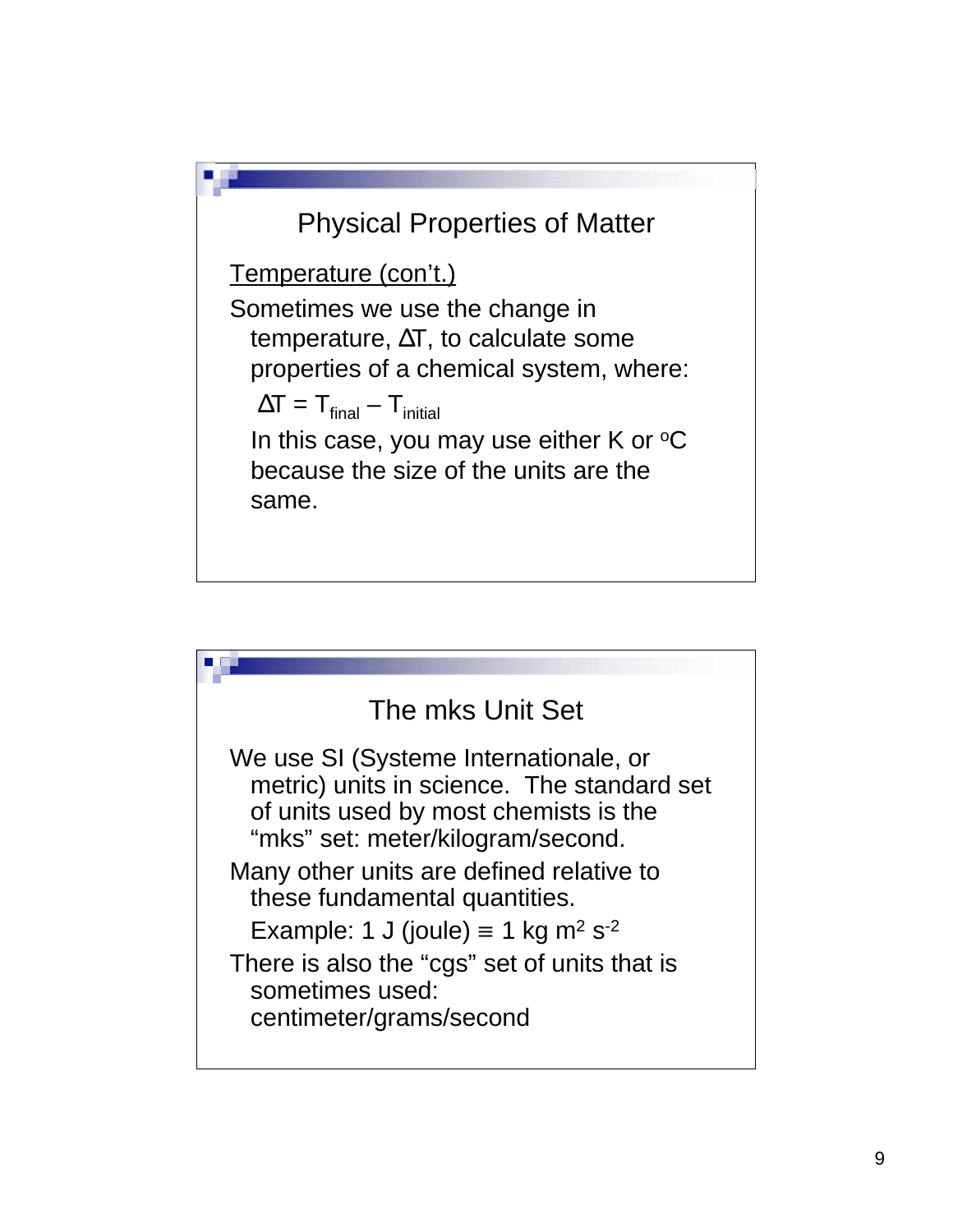## Physical Properties of Matter

Temperature (con't.)

Sometimes we use the change in temperature, $\Delta T$, to calculate some properties of a chemical system, where:

$$\Delta T = T_{final} - T_{initial}$$

In this case, you may use either K or $^{o}C$ because the size of the units are the same.

## The mks Unit Set

We use SI (Systeme Internationale, or metric) units in science. The standard set of units used by most chemists is the "mks" set: meter/kilogram/second.

Many other units are defined relative to these fundamental quantities.

Example: 1 J (joule) $\equiv$ 1 kg $m^2$ $s^{-2}$

There is also the "cgs" set of units that is sometimes used: centimeter/grams/second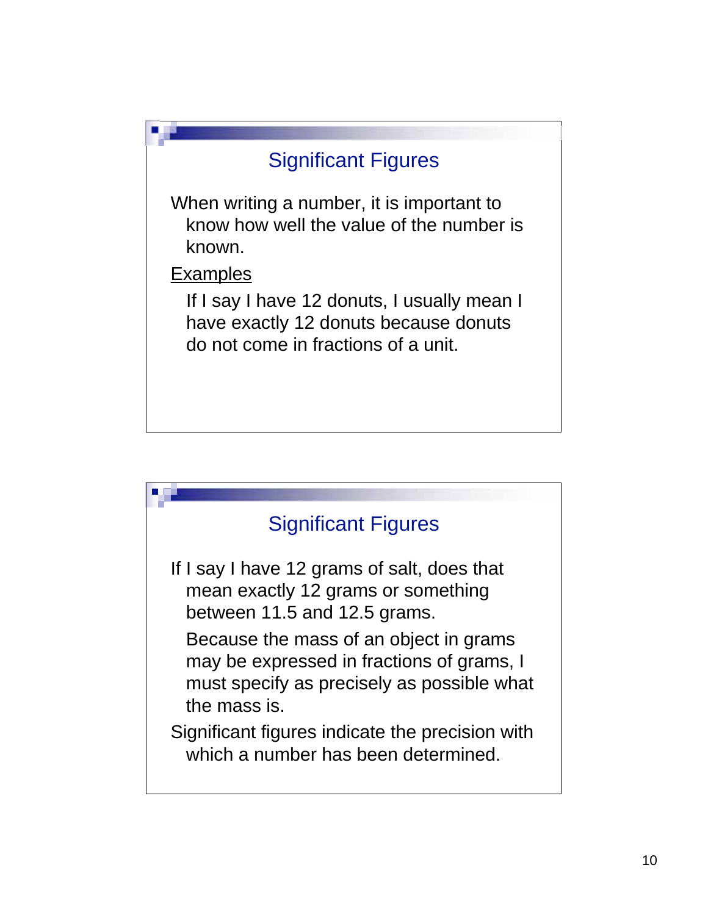## Significant Figures

When writing a number, it is important to know how well the value of the number is known.

<u>Examples</u>

If I say I have 12 donuts, I usually mean I have exactly 12 donuts because donuts do not come in fractions of a unit.

## Significant Figures

If I say I have 12 grams of salt, does that mean exactly 12 grams or something between 11.5 and 12.5 grams.

Because the mass of an object in grams may be expressed in fractions of grams, I must specify as precisely as possible what the mass is.

Significant figures indicate the precision with which a number has been determined.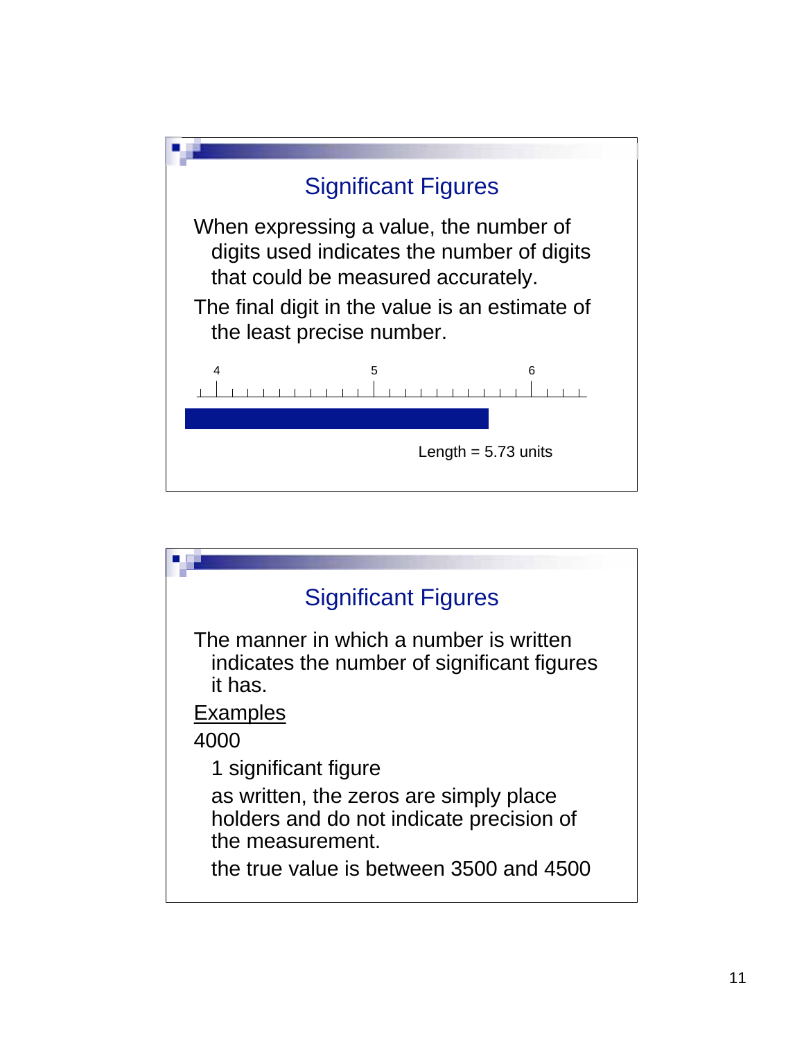## Significant Figures

When expressing a value, the number of digits used indicates the number of digits that could be measured accurately.

The final digit in the value is an estimate of the least precise number.

4 5 6

Length = 5.73 units

## Significant Figures

The manner in which a number is written indicates the number of significant figures it has.

Examples

4000

1 significant figure

as written, the zeros are simply place holders and do not indicate precision of the measurement.

the true value is between 3500 and 4500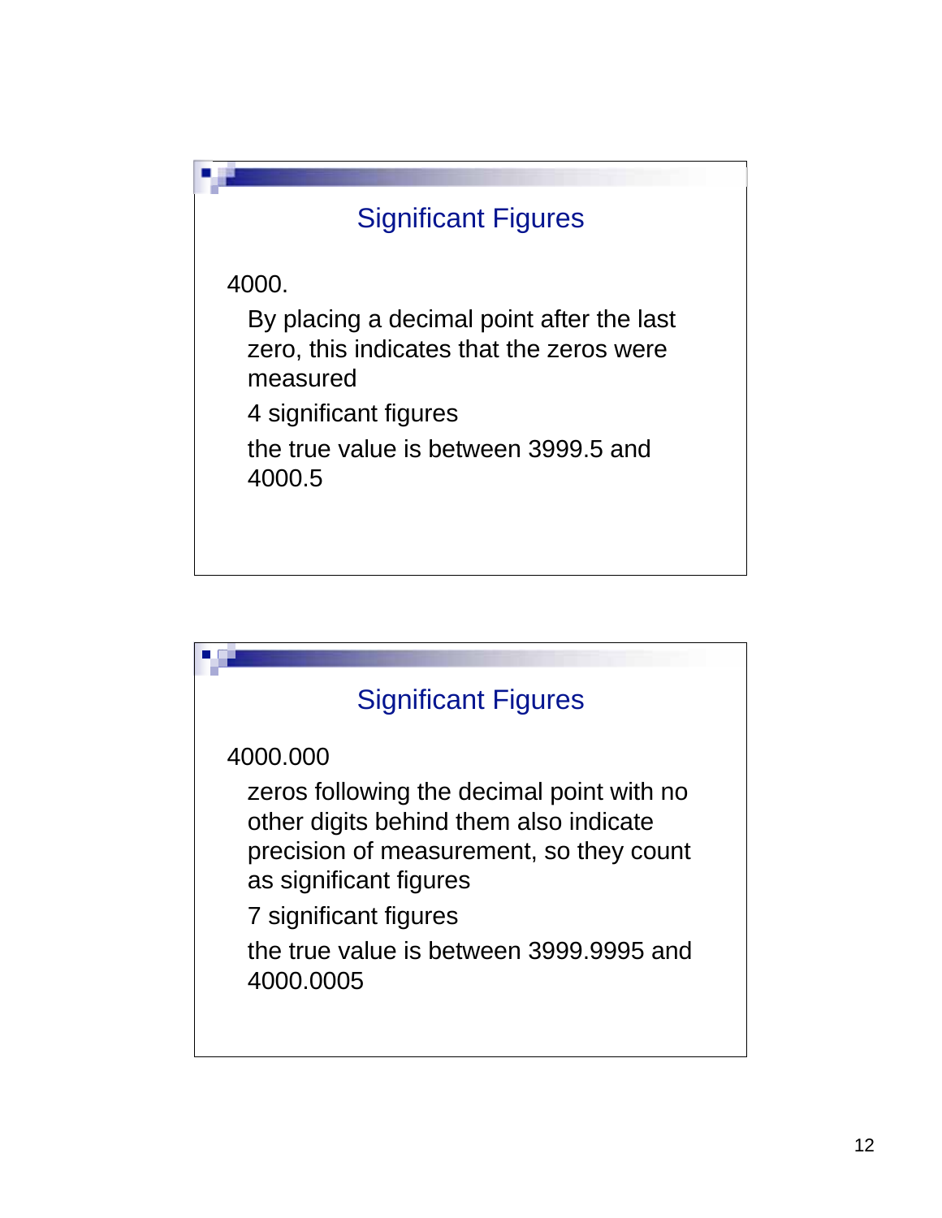## Significant Figures

4000.

- By placing a decimal point after the last zero, this indicates that the zeros were measured
- 4 significant figures
- the true value is between 3999.5 and 4000.5

## Significant Figures

4000.000

- zeros following the decimal point with no other digits behind them also indicate precision of measurement, so they count as significant figures
- 7 significant figures
- the true value is between 3999.9995 and 4000.0005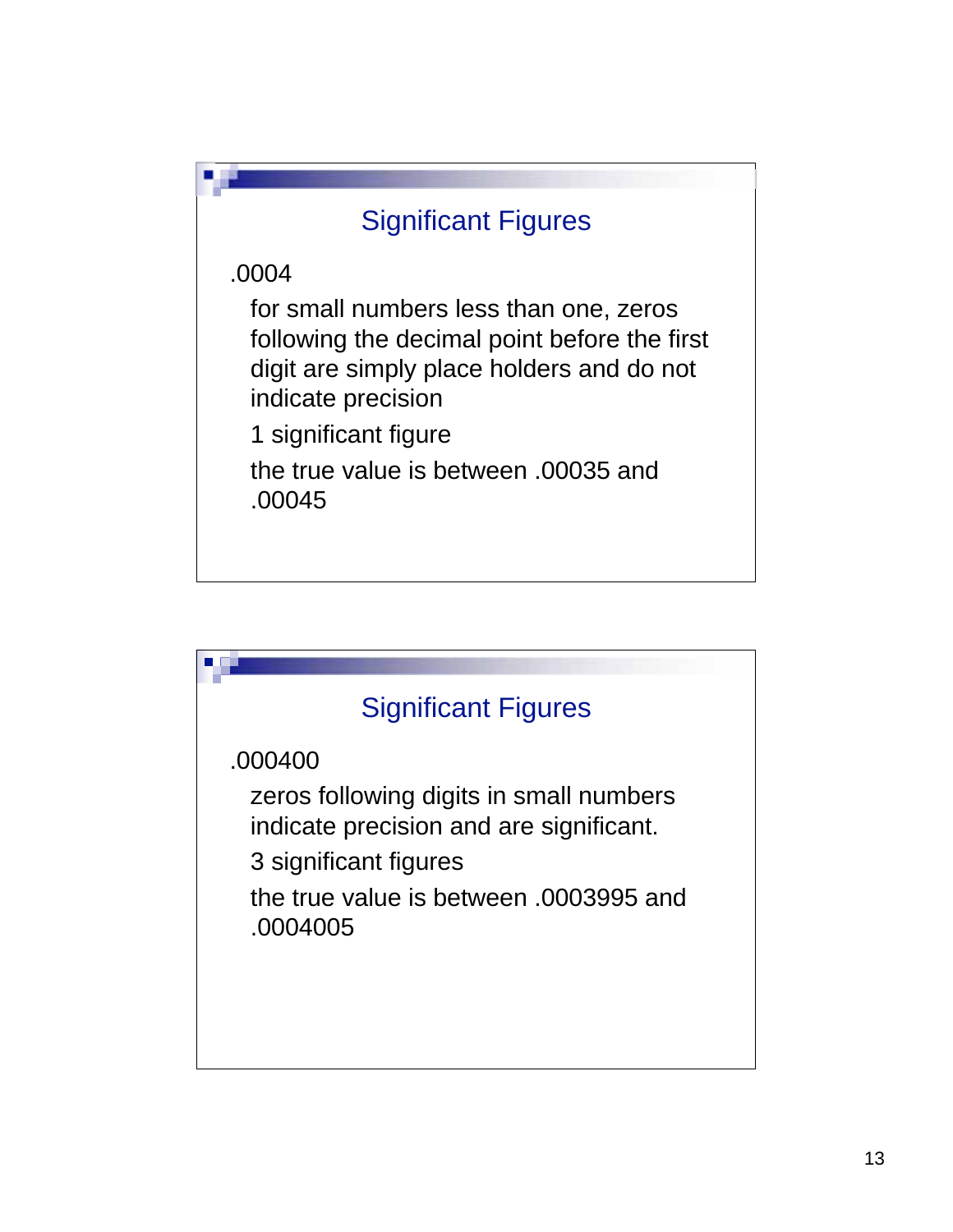## Significant Figures

.0004

- for small numbers less than one, zeros following the decimal point before the first digit are simply place holders and do not indicate precision
- 1 significant figure
- the true value is between .00035 and .00045

## Significant Figures

.000400

- zeros following digits in small numbers indicate precision and are significant.
- 3 significant figures
- the true value is between .0003995 and .0004005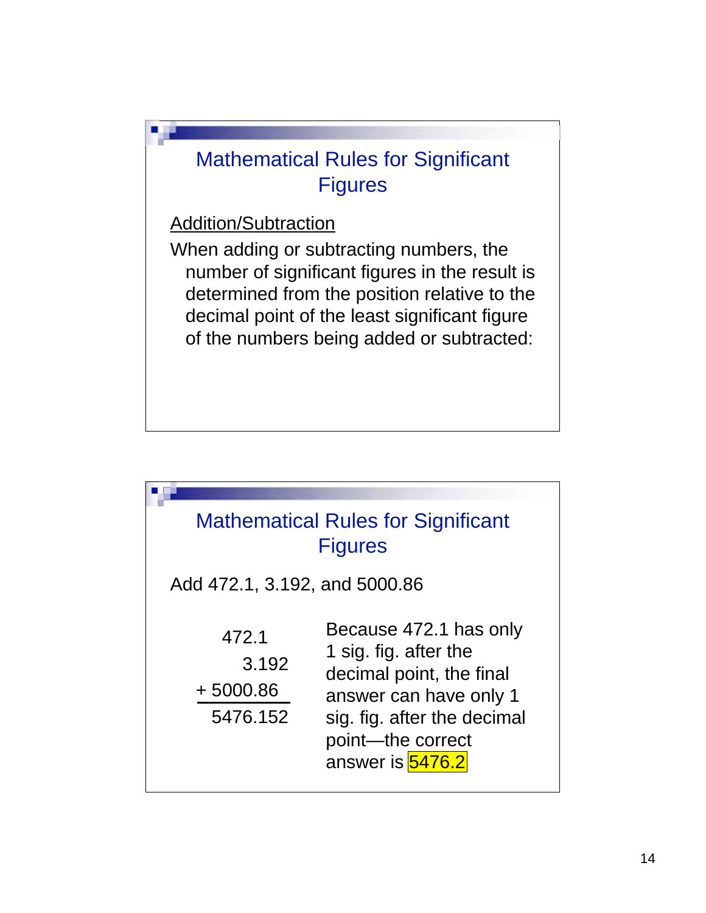## Mathematical Rules for Significant Figures

Addition/Subtraction

When adding or subtracting numbers, the number of significant figures in the result is determined from the position relative to the decimal point of the least significant figure of the numbers being added or subtracted:

## Mathematical Rules for Significant Figures

Add 472.1, 3.192, and 5000.86

```
   472.1
     3.192
+ 5000.86
  5476.152
```

Because 472.1 has only 1 sig. fig. after the decimal point, the final answer can have only 1 sig. fig. after the decimal point—the correct answer is **5476.2**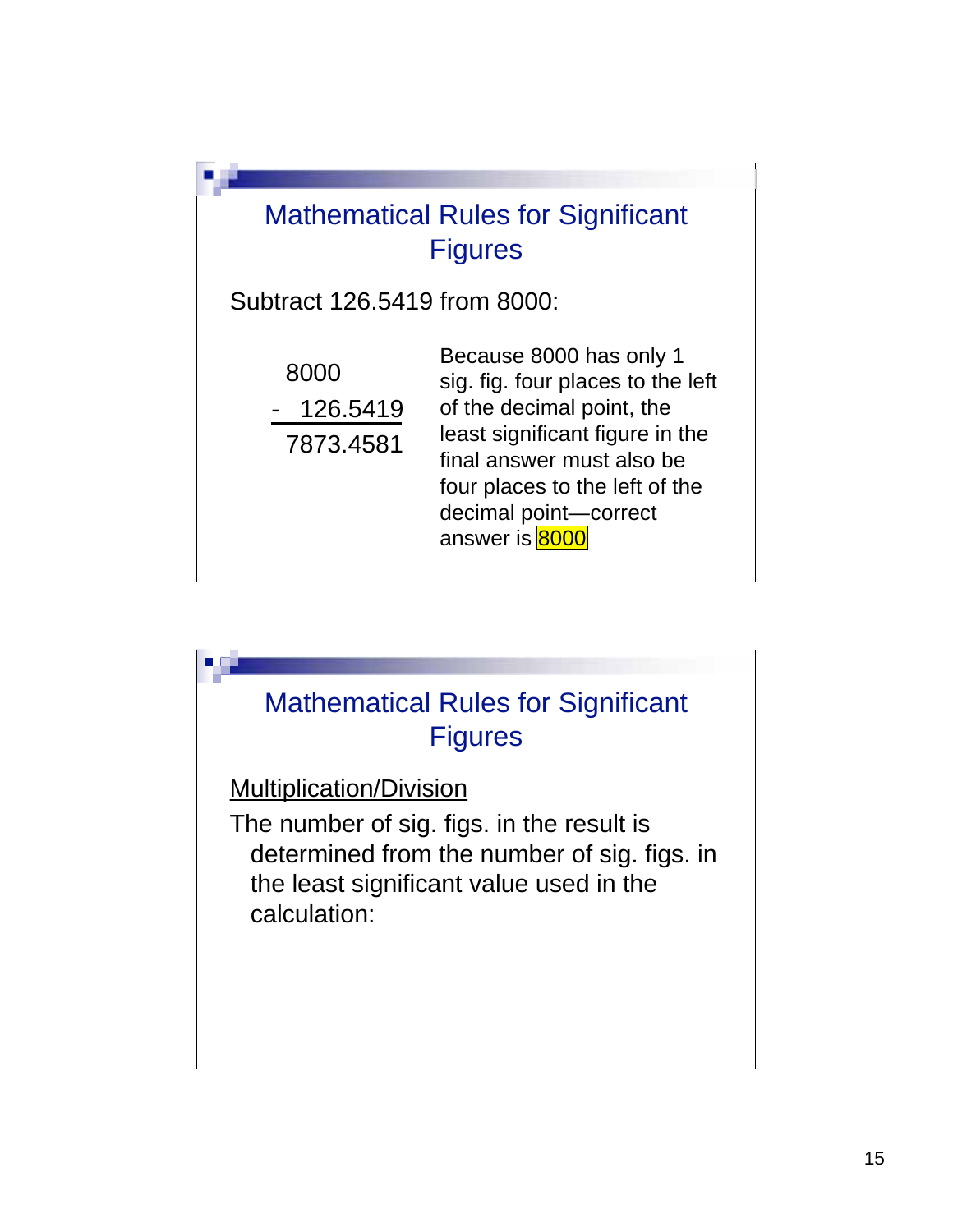## Mathematical Rules for Significant Figures

Subtract 126.5419 from 8000:

```
  8000
-  126.5419
  7873.4581
```

Because 8000 has only 1 sig. fig. four places to the left of the decimal point, the least significant figure in the final answer must also be four places to the left of the decimal point—correct answer is 8000

## Mathematical Rules for Significant Figures

Multiplication/Division

The number of sig. figs. in the result is determined from the number of sig. figs. in the least significant value used in the calculation: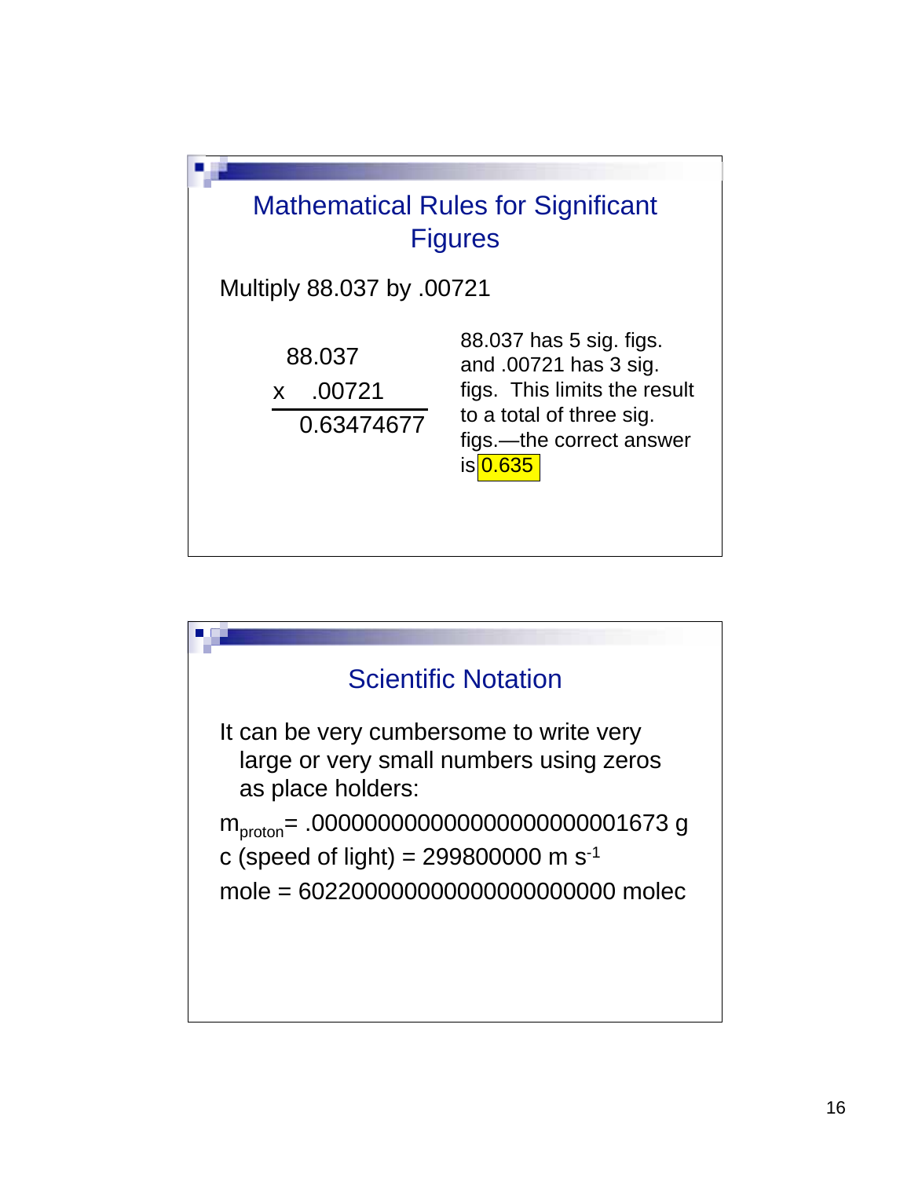## Mathematical Rules for Significant Figures

Multiply 88.037 by .00721

```
   88.037
x   .00721
----------
 0.63474677
```

88.037 has 5 sig. figs. and .00721 has 3 sig. figs. This limits the result to a total of three sig. figs.—the correct answer is **0.635**

## Scientific Notation

It can be very cumbersome to write very large or very small numbers using zeros as place holders:

$m_{proton}$= .000000000000000000000001673 g

c (speed of light) = 299800000 m $s^{-1}$

mole = 602200000000000000000000 molec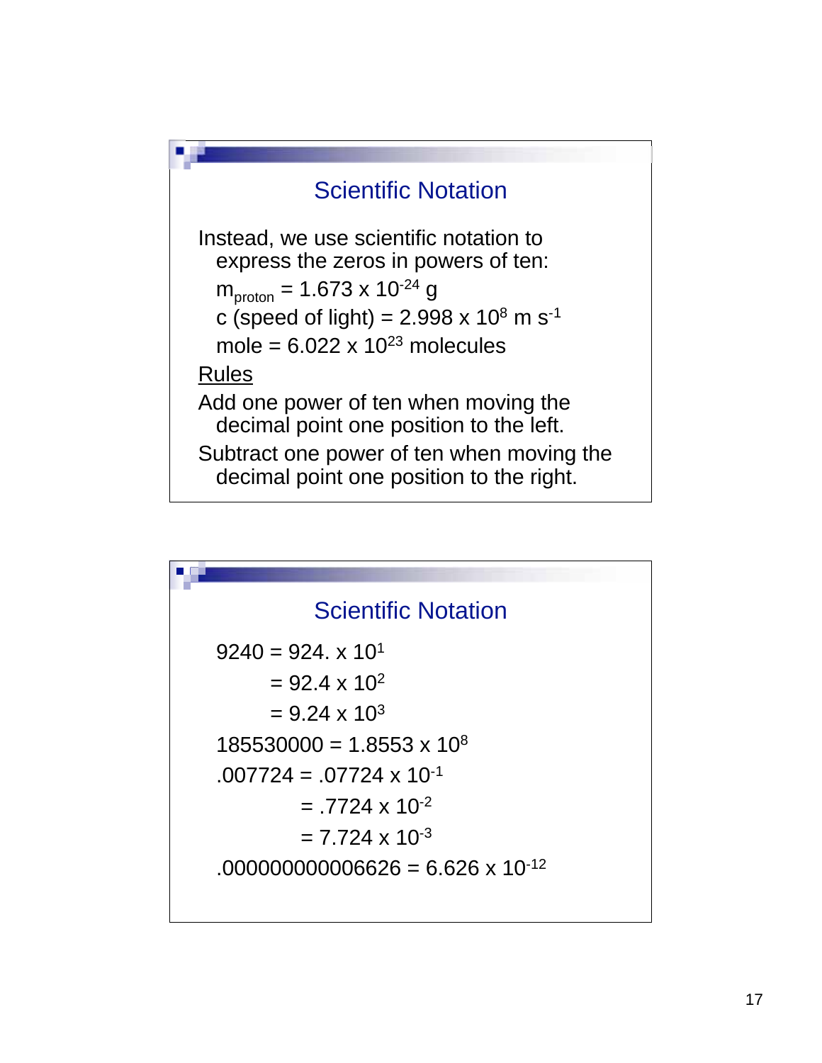## Scientific Notation

Instead, we use scientific notation to express the zeros in powers of ten:

$m_{proton} = 1.673 \times 10^{-24}$ g

c (speed of light) = $2.998 \times 10^{8}$ m $s^{-1}$

mole = $6.022 \times 10^{23}$ molecules

<u>Rules</u>

Add one power of ten when moving the decimal point one position to the left.

Subtract one power of ten when moving the decimal point one position to the right.

## Scientific Notation

$9240 = 924. \times 10^{1}$

$= 92.4 \times 10^{2}$

$= 9.24 \times 10^{3}$

$185530000 = 1.8553 \times 10^{8}$

$.007724 = .07724 \times 10^{-1}$

$= .7724 \times 10^{-2}$

$= 7.724 \times 10^{-3}$

$.000000000006626 = 6.626 \times 10^{-12}$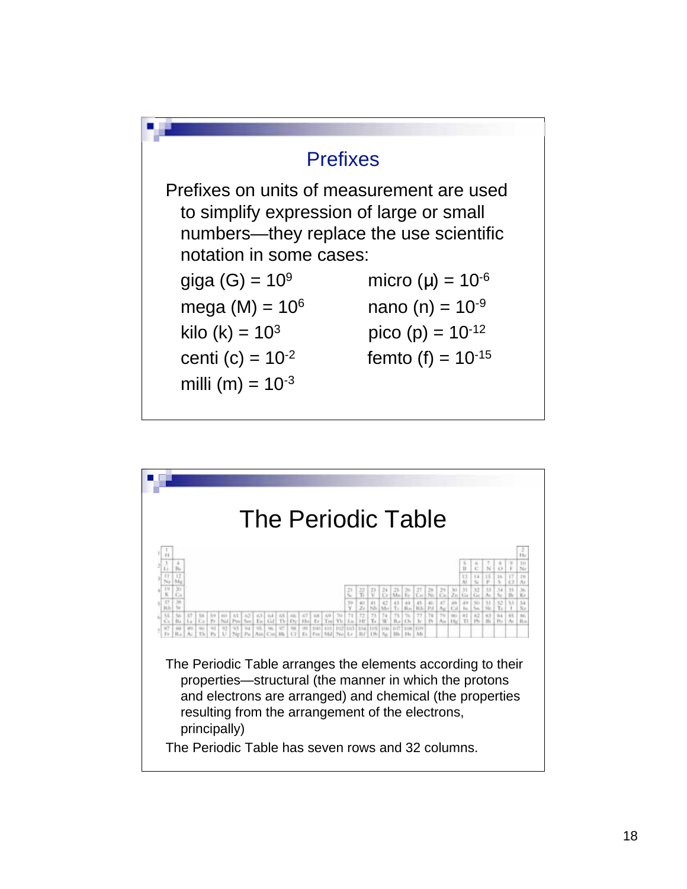## Prefixes

Prefixes on units of measurement are used to simplify expression of large or small numbers—they replace the use scientific notation in some cases:

giga (G) = $10^9$

mega (M) = $10^6$

kilo (k) = $10^3$

centi (c) = $10^{-2}$

milli (m) = $10^{-3}$

micro (μ) = $10^{-6}$

nano (n) = $10^{-9}$

pico (p) = $10^{-12}$

femto (f) = $10^{-15}$

## The Periodic Table

The Periodic Table arranges the elements according to their properties—structural (the manner in which the protons and electrons are arranged) and chemical (the properties resulting from the arrangement of the electrons, principally)

The Periodic Table has seven rows and 32 columns.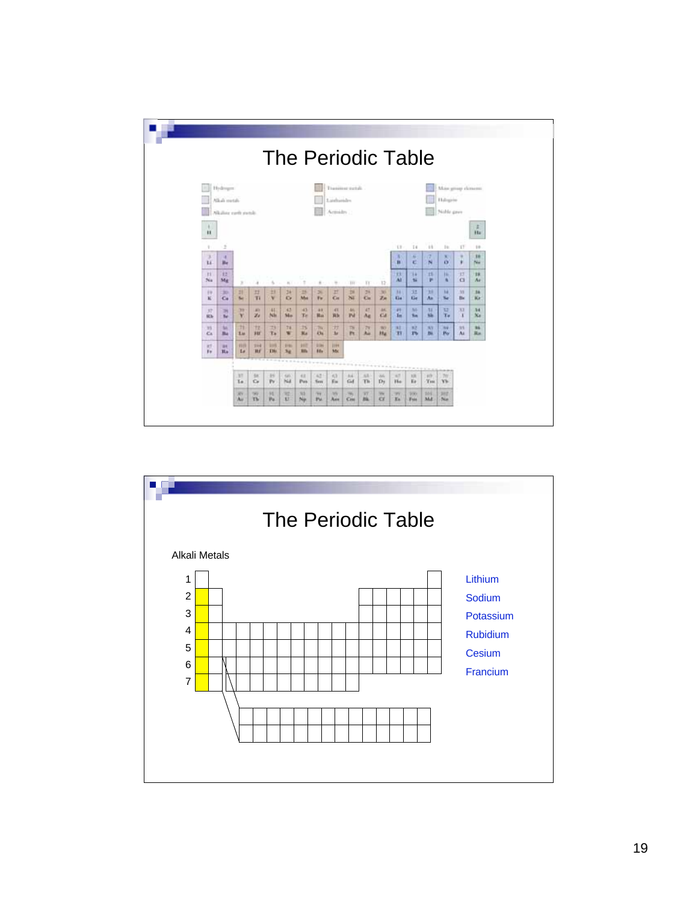# The Periodic Table

# The Periodic Table

Alkali Metals

1
2
3
4
5
6
7

- Lithium
- Sodium
- Potassium
- Rubidium
- Cesium
- Francium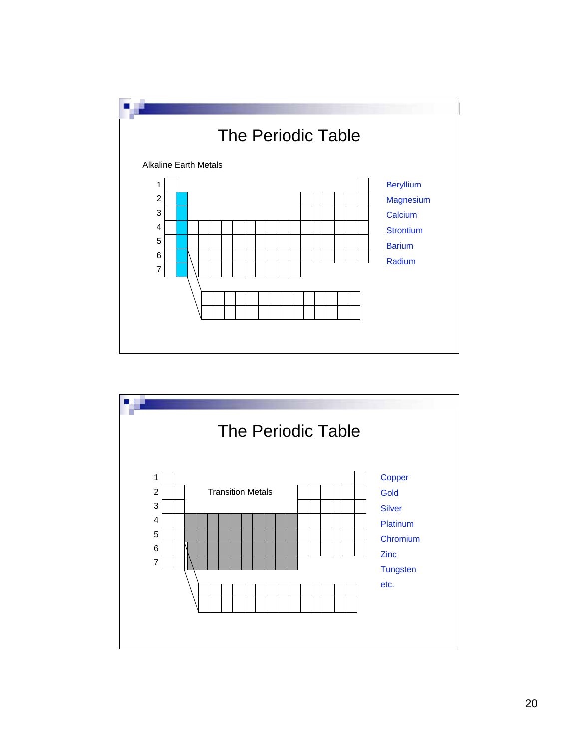## The Periodic Table

Alkaline Earth Metals

1
2
3
4
5
6
7

- Beryllium
- Magnesium
- Calcium
- Strontium
- Barium
- Radium

## The Periodic Table

Transition Metals

1
2
3
4
5
6
7

- Copper
- Gold
- Silver
- Platinum
- Chromium
- Zinc
- Tungsten
- etc.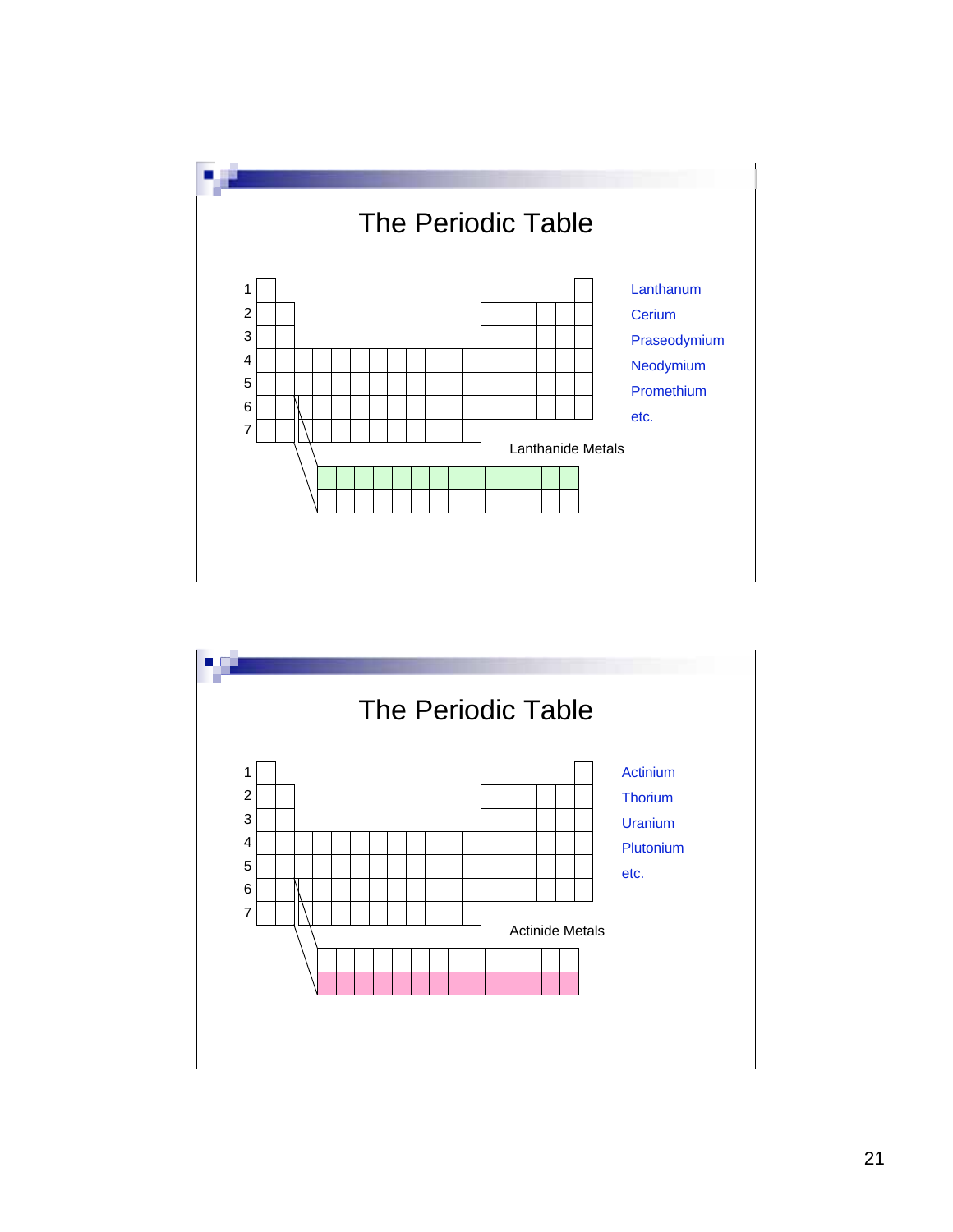## The Periodic Table

1
2
3
4
5
6
7

Lanthanide Metals

Lanthanum
Cerium
Praseodymium
Neodymium
Promethium
etc.

## The Periodic Table

1
2
3
4
5
6
7

Actinide Metals

Actinium
Thorium
Uranium
Plutonium
etc.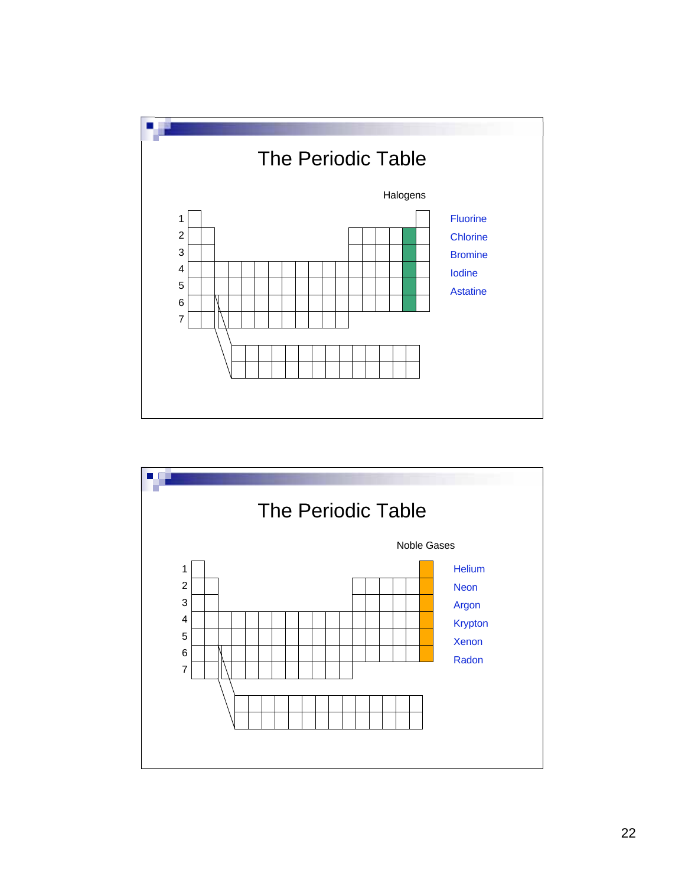## The Periodic Table

Halogens

1
2
3
4
5
6
7

Fluorine
Chlorine
Bromine
Iodine
Astatine

## The Periodic Table

Noble Gases

1
2
3
4
5
6
7

Helium
Neon
Argon
Krypton
Xenon
Radon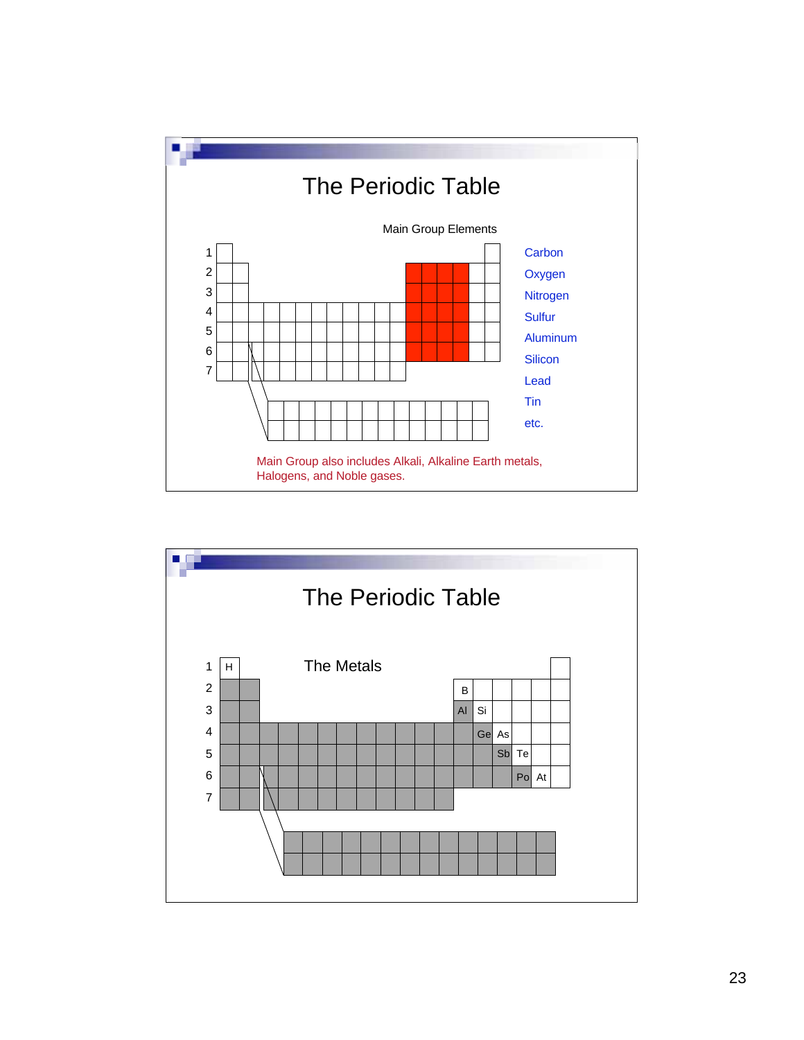## The Periodic Table

Main Group Elements

1
2
3
4
5
6
7

Carbon
Oxygen
Nitrogen
Sulfur
Aluminum
Silicon
Lead
Tin
etc.

Main Group also includes Alkali, Alkaline Earth metals, Halogens, and Noble gases.

## The Periodic Table

The Metals

1 H
2 B
3 Al Si
4 Ge As
5 Sb Te
6 Po At
7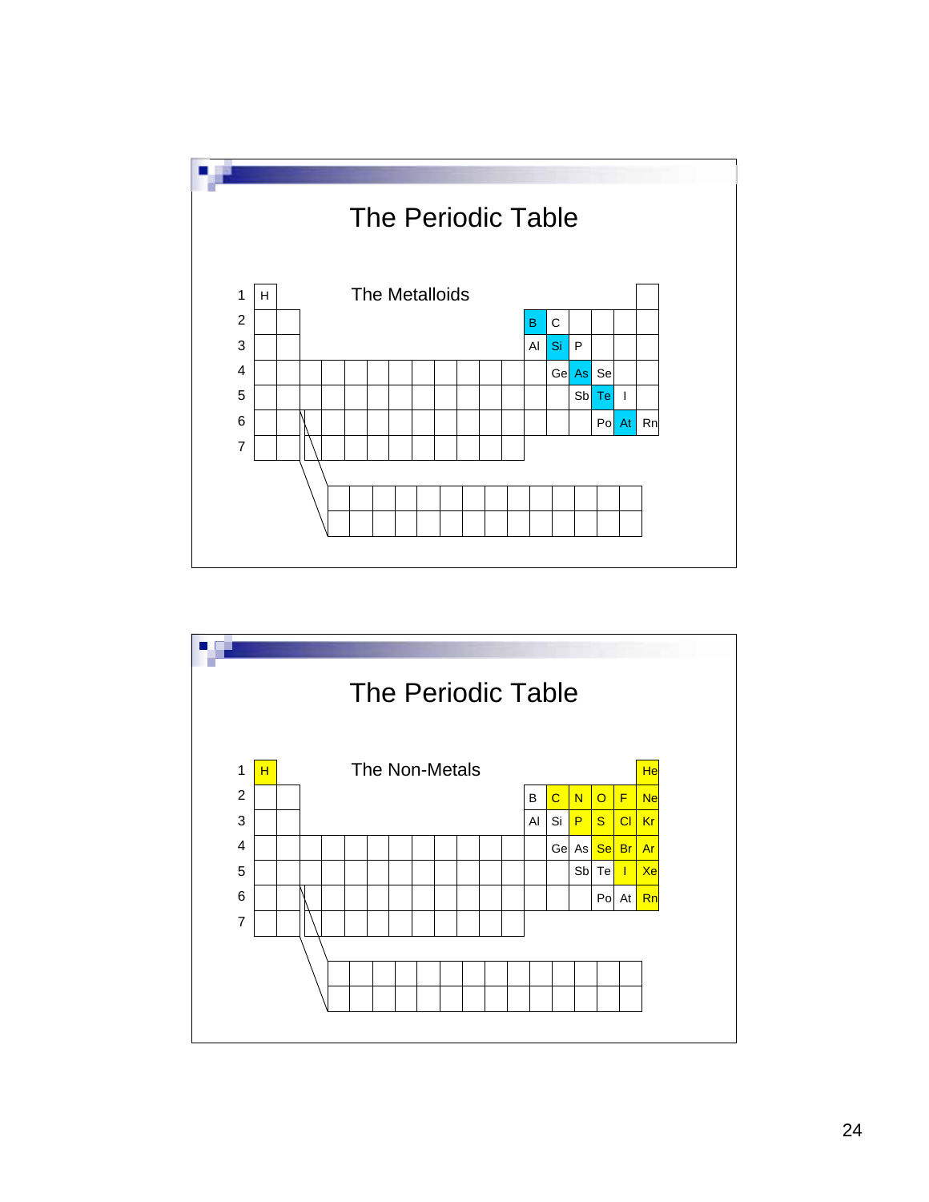# The Periodic Table

## The Metalloids

| Period | Elements shown |
|---|---|
| 1 | H |
| 2 | B, C |
| 3 | Al, Si, P |
| 4 | Ge, As, Se |
| 5 | Sb, Te, I |
| 6 | Po, At, Rn |
| 7 | |

Highlighted (metalloids): B, Si, As, Te, At

# The Periodic Table

## The Non-Metals

| Period | Elements shown |
|---|---|
| 1 | H, He |
| 2 | B, C, N, O, F, Ne |
| 3 | Al, Si, P, S, Cl, Kr |
| 4 | Ge, As, Se, Br, Ar |
| 5 | Sb, Te, I, Xe |
| 6 | Po, At, Rn |
| 7 | |

Highlighted (non-metals): H, He, C, N, O, F, Ne, P, S, Cl, Kr, Se, Br, Ar, I, Xe, Rn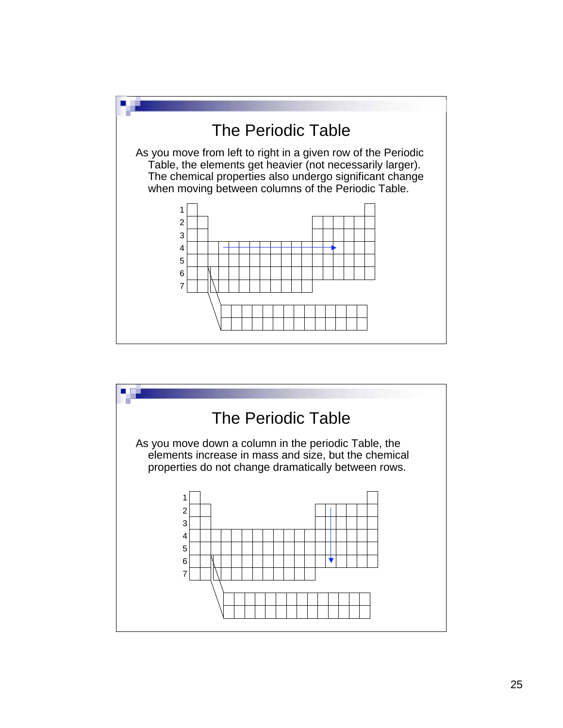# The Periodic Table

As you move from left to right in a given row of the Periodic Table, the elements get heavier (not necessarily larger). The chemical properties also undergo significant change when moving between columns of the Periodic Table.

1
2
3
4
5
6
7

# The Periodic Table

As you move down a column in the periodic Table, the elements increase in mass and size, but the chemical properties do not change dramatically between rows.

1
2
3
4
5
6
7